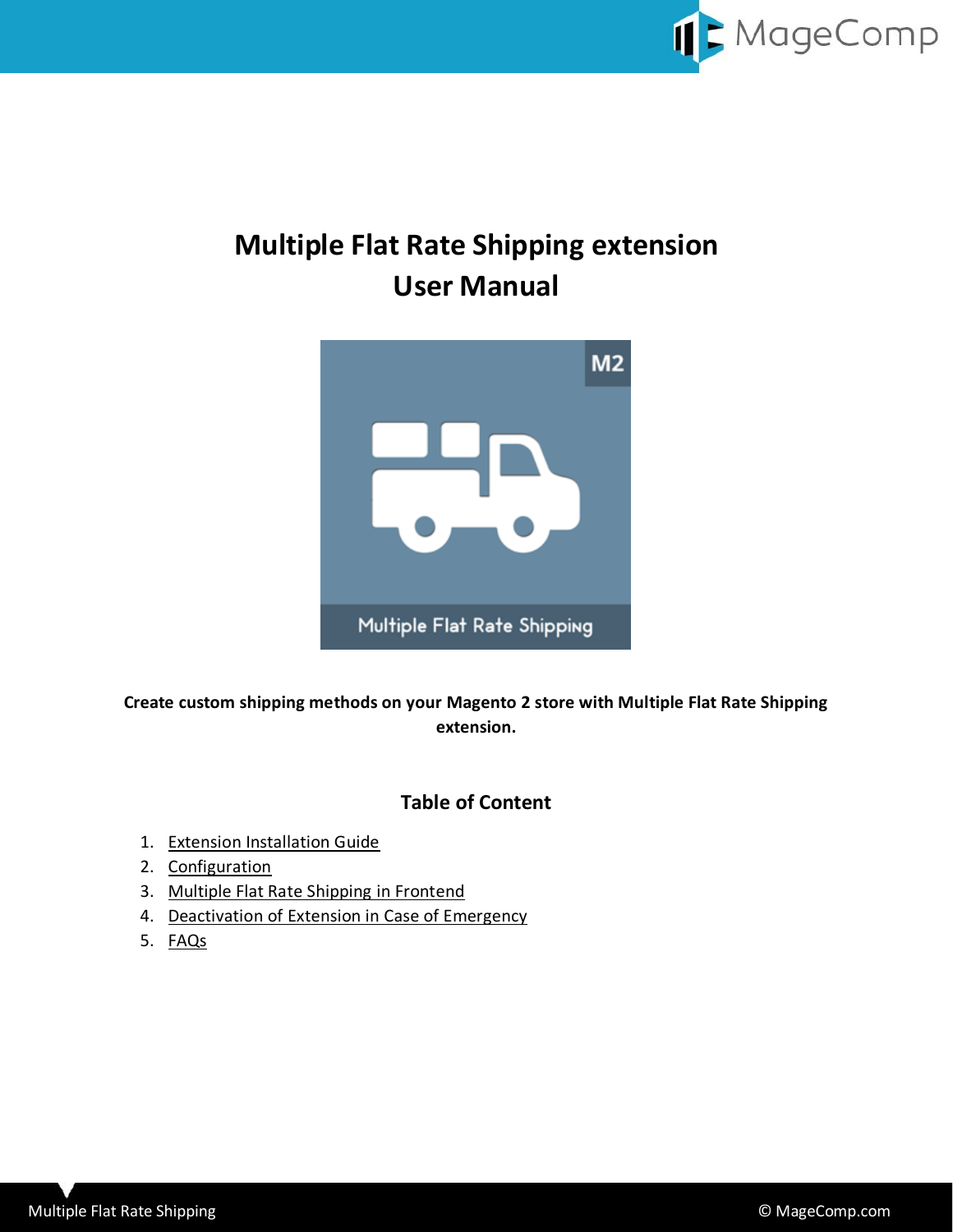# Multiple Flat Rate Shipping extension
# User Manual

**Create custom shipping methods on your Magento 2 store with Multiple Flat Rate Shipping extension.**

## Table of Content

1. Extension Installation Guide
2. Configuration
3. Multiple Flat Rate Shipping in Frontend
4. Deactivation of Extension in Case of Emergency
5. FAQs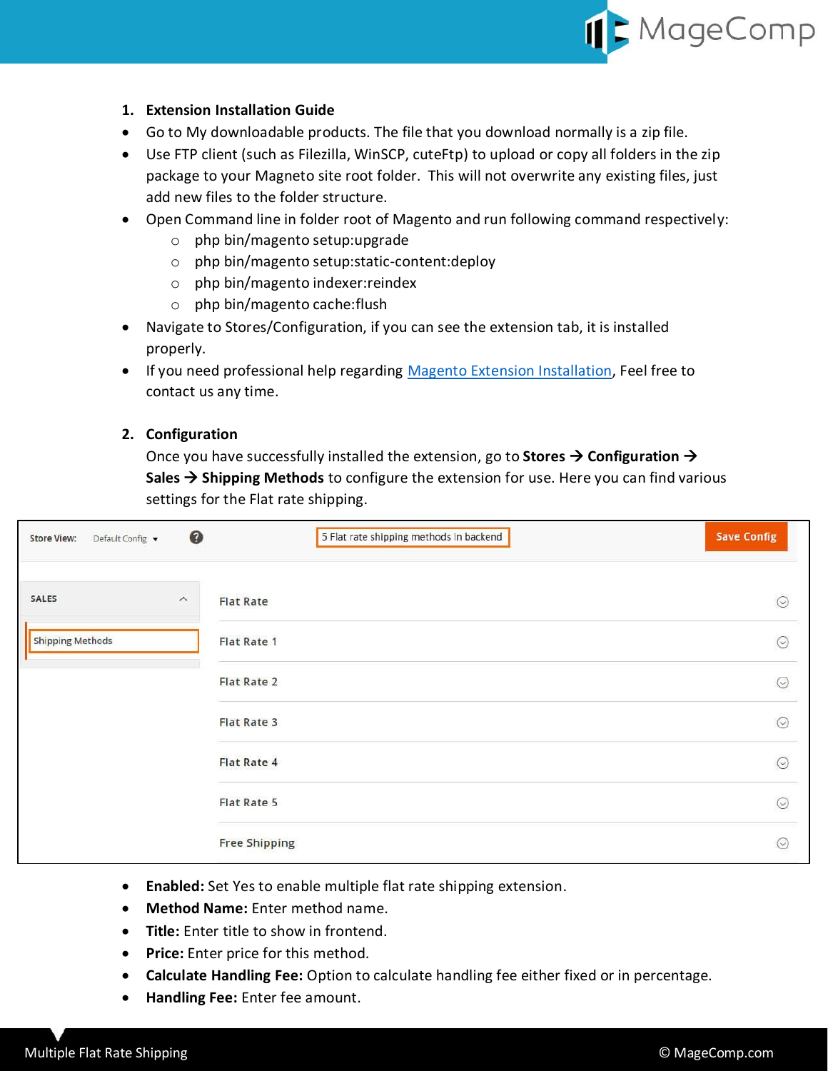1. **Extension Installation Guide**

- Go to My downloadable products. The file that you download normally is a zip file.
- Use FTP client (such as Filezilla, WinSCP, cuteFtp) to upload or copy all folders in the zip package to your Magneto site root folder. This will not overwrite any existing files, just add new files to the folder structure.
- Open Command line in folder root of Magento and run following command respectively:
  - php bin/magento setup:upgrade
  - php bin/magento setup:static-content:deploy
  - php bin/magento indexer:reindex
  - php bin/magento cache:flush
- Navigate to Stores/Configuration, if you can see the extension tab, it is installed properly.
- If you need professional help regarding Magento Extension Installation, Feel free to contact us any time.

2. **Configuration**

Once you have successfully installed the extension, go to **Stores → Configuration → Sales → Shipping Methods** to configure the extension for use. Here you can find various settings for the Flat rate shipping.

- **Enabled:** Set Yes to enable multiple flat rate shipping extension.
- **Method Name:** Enter method name.
- **Title:** Enter title to show in frontend.
- **Price:** Enter price for this method.
- **Calculate Handling Fee:** Option to calculate handling fee either fixed or in percentage.
- **Handling Fee:** Enter fee amount.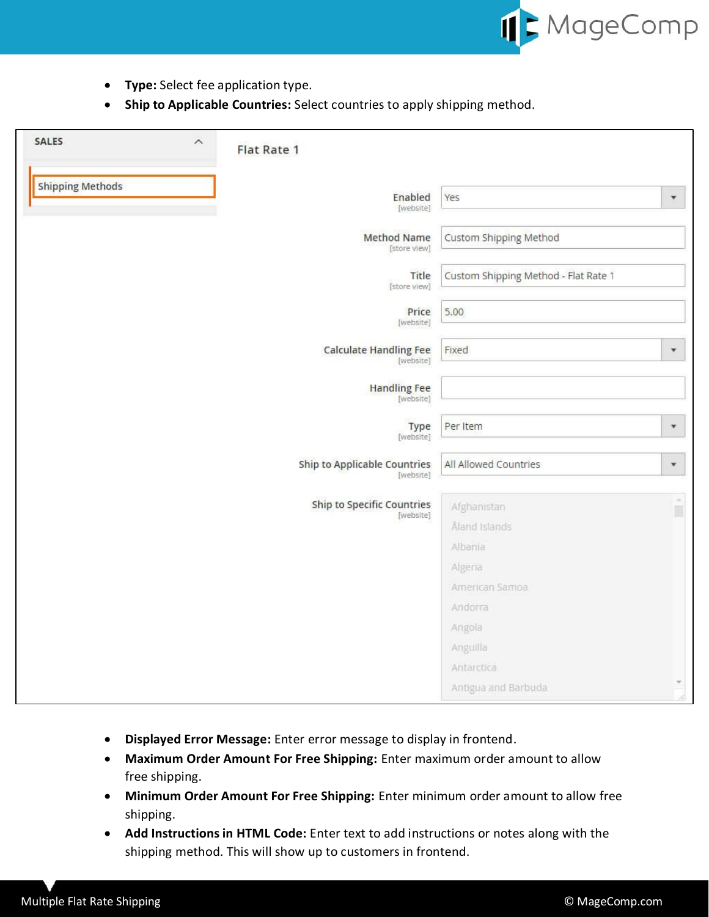- **Type:** Select fee application type.
- **Ship to Applicable Countries:** Select countries to apply shipping method.

- **Displayed Error Message:** Enter error message to display in frontend.
- **Maximum Order Amount For Free Shipping:** Enter maximum order amount to allow free shipping.
- **Minimum Order Amount For Free Shipping:** Enter minimum order amount to allow free shipping.
- **Add Instructions in HTML Code:** Enter text to add instructions or notes along with the shipping method. This will show up to customers in frontend.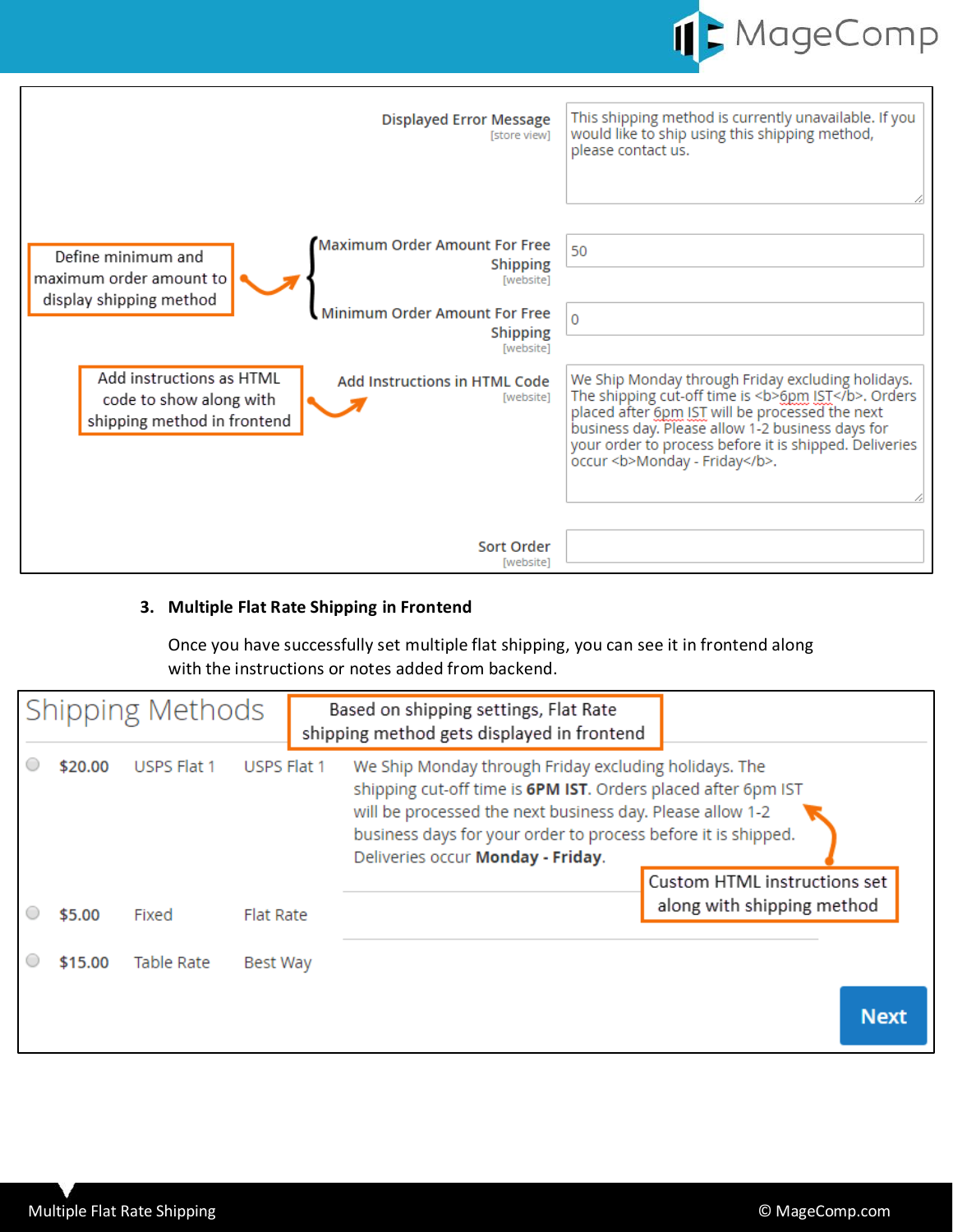| | |
|---|---|
| Displayed Error Message [store view] | This shipping method is currently unavailable. If you would like to ship using this shipping method, please contact us. |
| Maximum Order Amount For Free Shipping [website] | 50 |
| Minimum Order Amount For Free Shipping [website] | 0 |
| Add Instructions in HTML Code [website] | We Ship Monday through Friday excluding holidays. The shipping cut-off time is <b>6pm IST</b>. Orders placed after 6pm IST will be processed the next business day. Please allow 1-2 business days for your order to process before it is shipped. Deliveries occur <b>Monday - Friday</b>. |
| Sort Order [website] | |

Define minimum and maximum order amount to display shipping method

Add instructions as HTML code to show along with shipping method in frontend

3. **Multiple Flat Rate Shipping in Frontend**

Once you have successfully set multiple flat shipping, you can see it in frontend along with the instructions or notes added from backend.

## Shipping Methods

Based on shipping settings, Flat Rate shipping method gets displayed in frontend

| | | | | |
|---|---|---|---|---|
| ○ | **$20.00** | USPS Flat 1 | USPS Flat 1 | We Ship Monday through Friday excluding holidays. The shipping cut-off time is **6PM IST**. Orders placed after 6pm IST will be processed the next business day. Please allow 1-2 business days for your order to process before it is shipped. Deliveries occur **Monday - Friday**. |
| ○ | **$5.00** | Fixed | Flat Rate | |
| ○ | **$15.00** | Table Rate | Best Way | |

Custom HTML instructions set along with shipping method

Next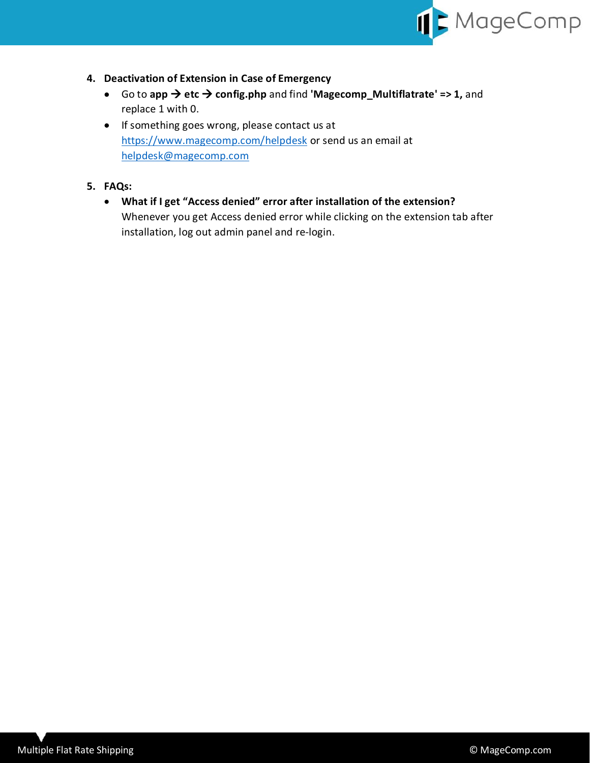4. **Deactivation of Extension in Case of Emergency**
    - Go to **app → etc → config.php** and find **'Magecomp_Multiflatrate' => 1,** and replace 1 with 0.
    - If something goes wrong, please contact us at https://www.magecomp.com/helpdesk or send us an email at helpdesk@magecomp.com

5. **FAQs:**
    - **What if I get "Access denied" error after installation of the extension?**
      Whenever you get Access denied error while clicking on the extension tab after installation, log out admin panel and re-login.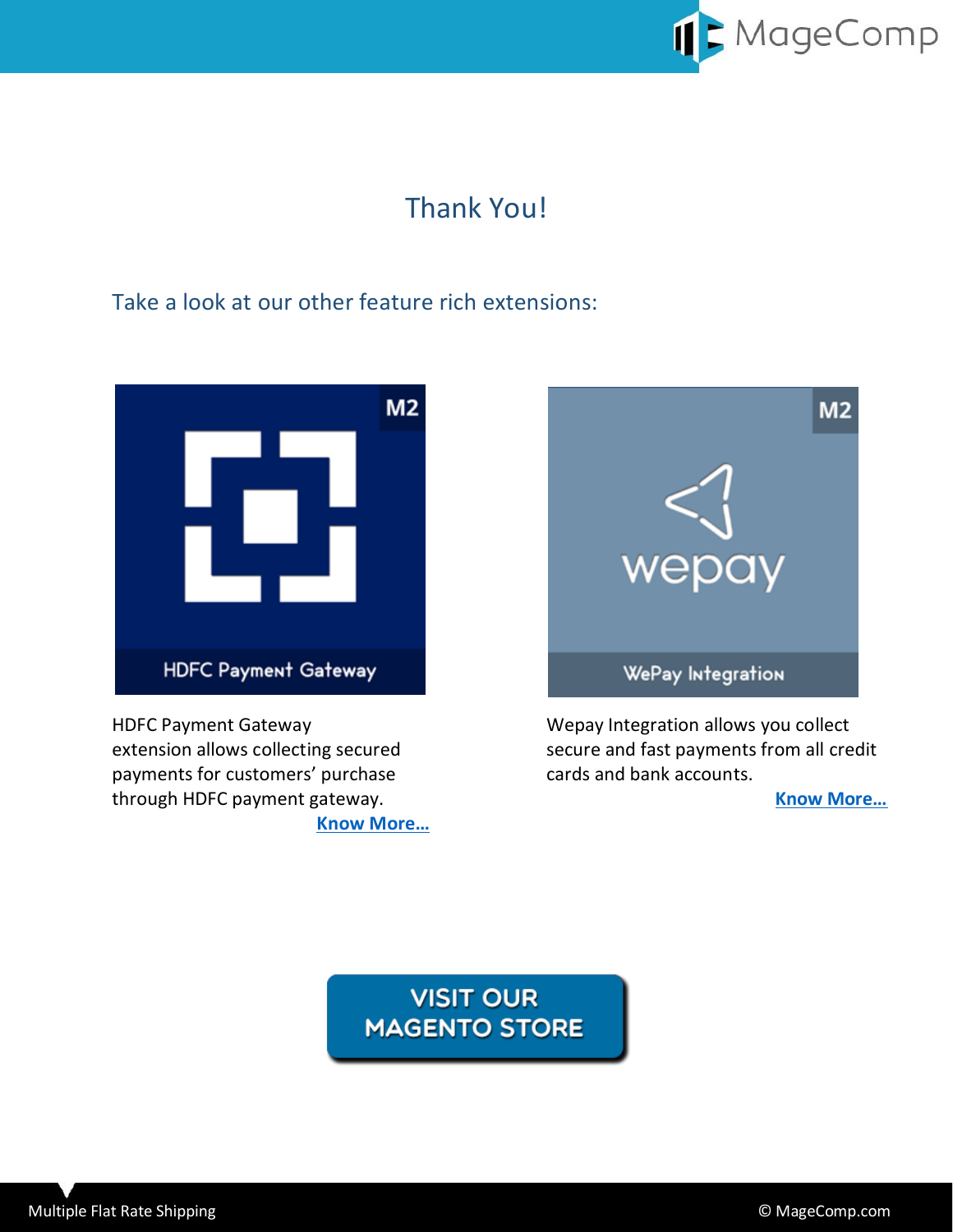## Thank You!

Take a look at our other feature rich extensions:

HDFC Payment Gateway extension allows collecting secured payments for customers' purchase through HDFC payment gateway.

**Know More...**

Wepay Integration allows you collect secure and fast payments from all credit cards and bank accounts.

**Know More...**

VISIT OUR MAGENTO STORE